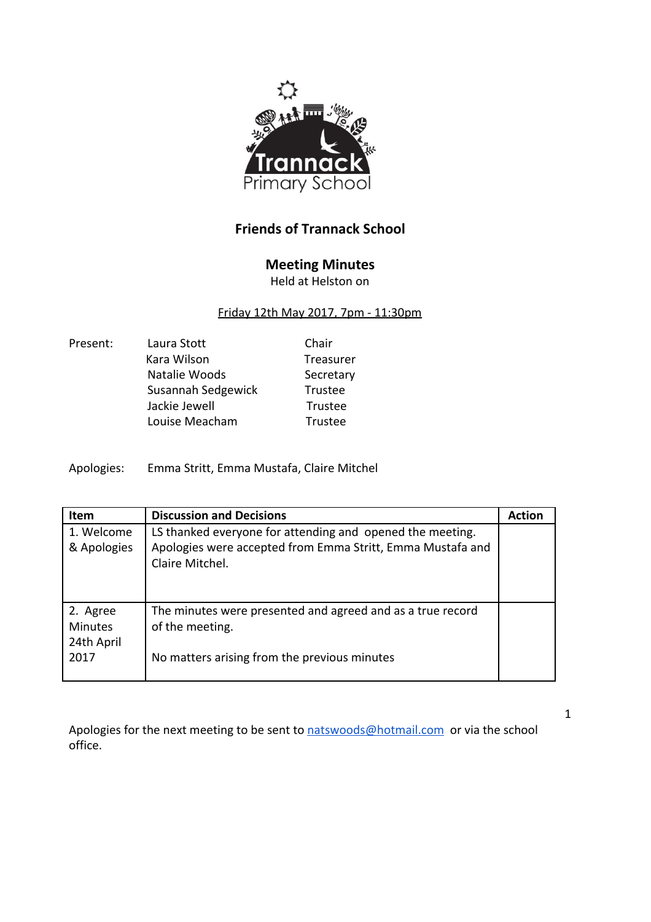Trannack Primary School

**Friends of Trannack School**

**Meeting Minutes**
Held at Helston on

Friday 12th May 2017, 7pm - 11:30pm

| Present: | | |
|---|---|---|
| | Laura Stott | Chair |
| | Kara Wilson | Treasurer |
| | Natalie Woods | Secretary |
| | Susannah Sedgewick | Trustee |
| | Jackie Jewell | Trustee |
| | Louise Meacham | Trustee |

Apologies: Emma Stritt, Emma Mustafa, Claire Mitchel

| Item | Discussion and Decisions | Action |
|---|---|---|
| 1. Welcome & Apologies | LS thanked everyone for attending and opened the meeting. Apologies were accepted from Emma Stritt, Emma Mustafa and Claire Mitchel. | |
| 2. Agree Minutes 24th April 2017 | The minutes were presented and agreed and as a true record of the meeting.<br><br>No matters arising from the previous minutes | |

Apologies for the next meeting to be sent to natswoods@hotmail.com or via the school office.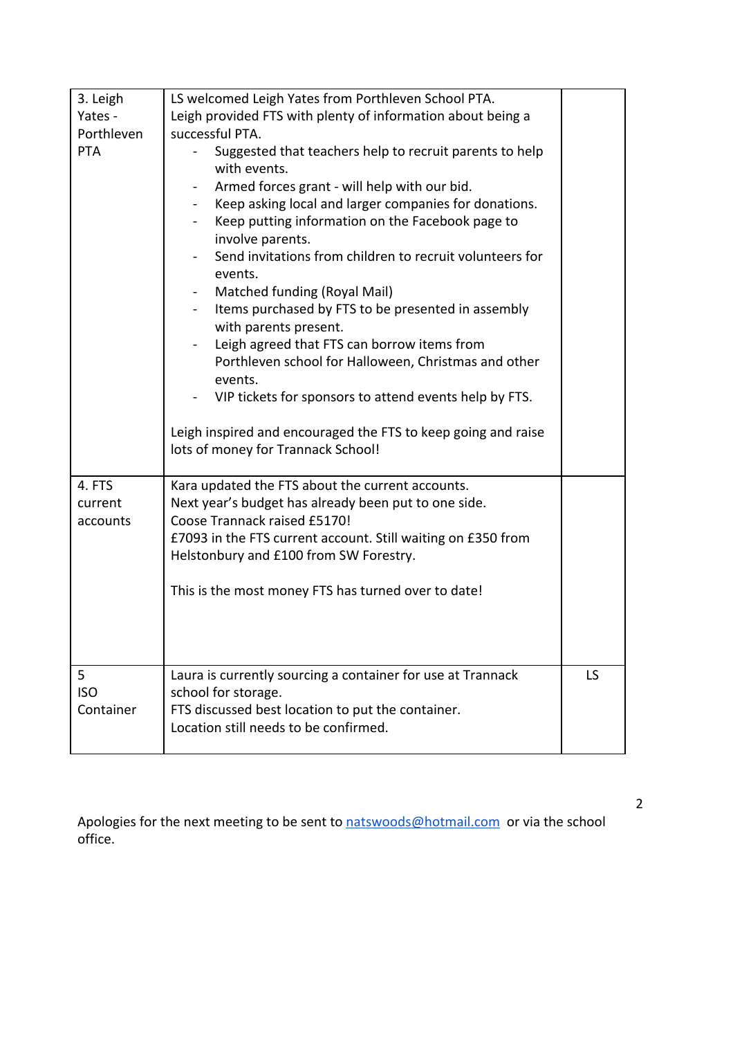| | | |
|---|---|---|
| 3. Leigh Yates - Porthleven PTA | LS welcomed Leigh Yates from Porthleven School PTA.<br>Leigh provided FTS with plenty of information about being a successful PTA.<br>- Suggested that teachers help to recruit parents to help with events.<br>- Armed forces grant - will help with our bid.<br>- Keep asking local and larger companies for donations.<br>- Keep putting information on the Facebook page to involve parents.<br>- Send invitations from children to recruit volunteers for events.<br>- Matched funding (Royal Mail)<br>- Items purchased by FTS to be presented in assembly with parents present.<br>- Leigh agreed that FTS can borrow items from Porthleven school for Halloween, Christmas and other events.<br>- VIP tickets for sponsors to attend events help by FTS.<br><br>Leigh inspired and encouraged the FTS to keep going and raise lots of money for Trannack School! | |
| 4. FTS current accounts | Kara updated the FTS about the current accounts.<br>Next year's budget has already been put to one side.<br>Coose Trannack raised £5170!<br>£7093 in the FTS current account. Still waiting on £350 from Helstonbury and £100 from SW Forestry.<br><br>This is the most money FTS has turned over to date! | |
| 5 ISO Container | Laura is currently sourcing a container for use at Trannack school for storage.<br>FTS discussed best location to put the container.<br>Location still needs to be confirmed. | LS |

Apologies for the next meeting to be sent to [natswoods@hotmail.com](mailto:natswoods@hotmail.com) or via the school office.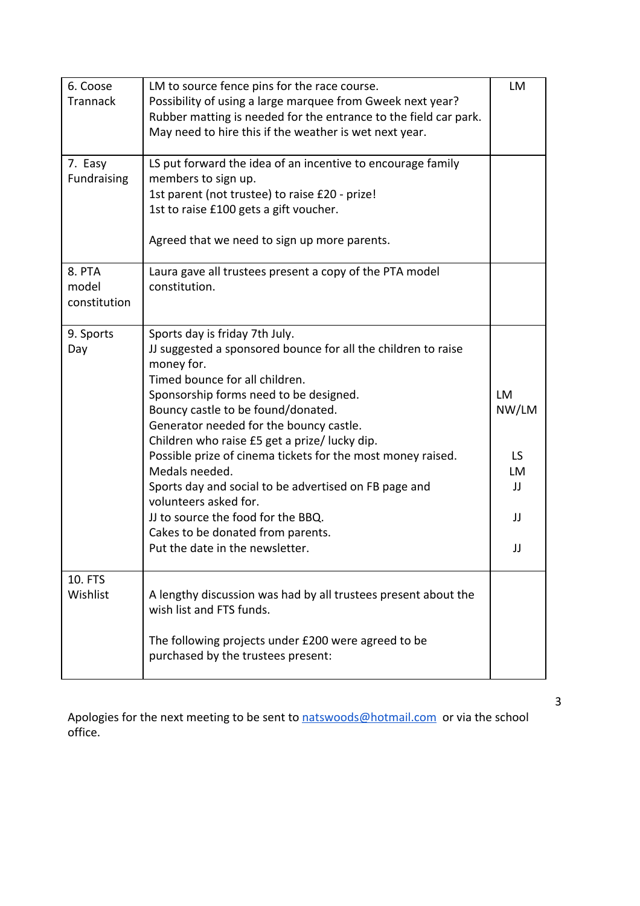| | | |
|---|---|---|
| 6. Coose Trannack | LM to source fence pins for the race course.<br>Possibility of using a large marquee from Gweek next year?<br>Rubber matting is needed for the entrance to the field car park. May need to hire this if the weather is wet next year. | LM |
| 7. Easy Fundraising | LS put forward the idea of an incentive to encourage family members to sign up.<br>1st parent (not trustee) to raise £20 - prize!<br>1st to raise £100 gets a gift voucher.<br><br>Agreed that we need to sign up more parents. | |
| 8. PTA model constitution | Laura gave all trustees present a copy of the PTA model constitution. | |
| 9. Sports Day | Sports day is friday 7th July.<br>JJ suggested a sponsored bounce for all the children to raise money for.<br>Timed bounce for all children.<br>Sponsorship forms need to be designed.<br>Bouncy castle to be found/donated.<br>Generator needed for the bouncy castle.<br>Children who raise £5 get a prize/ lucky dip.<br>Possible prize of cinema tickets for the most money raised.<br>Medals needed.<br>Sports day and social to be advertised on FB page and volunteers asked for.<br>JJ to source the food for the BBQ.<br>Cakes to be donated from parents.<br>Put the date in the newsletter. | <br><br><br><br>LM<br>NW/LM<br><br><br>LS<br>LM<br>JJ<br><br>JJ<br><br>JJ |
| 10. FTS Wishlist | A lengthy discussion was had by all trustees present about the wish list and FTS funds.<br><br>The following projects under £200 were agreed to be purchased by the trustees present: | |

Apologies for the next meeting to be sent to natswoods@hotmail.com or via the school office.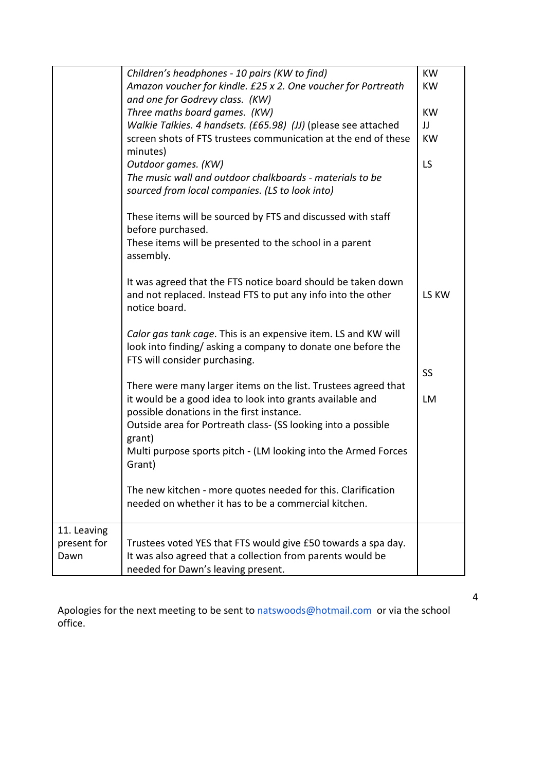| | | |
|---|---|---|
| | *Children's headphones - 10 pairs (KW to find)*<br>*Amazon voucher for kindle. £25 x 2. One voucher for Portreath and one for Godrevy class. (KW)*<br>*Three maths board games. (KW)*<br>*Walkie Talkies. 4 handsets. (£65.98) (JJ)* (please see attached screen shots of FTS trustees communication at the end of these minutes)<br>*Outdoor games. (KW)*<br>*The music wall and outdoor chalkboards - materials to be sourced from local companies. (LS to look into)*<br><br>These items will be sourced by FTS and discussed with staff before purchased.<br>These items will be presented to the school in a parent assembly.<br><br>It was agreed that the FTS notice board should be taken down and not replaced. Instead FTS to put any info into the other notice board.<br><br>*Calor gas tank cage*. This is an expensive item. LS and KW will look into finding/ asking a company to donate one before the FTS will consider purchasing.<br><br>There were many larger items on the list. Trustees agreed that it would be a good idea to look into grants available and possible donations in the first instance.<br>Outside area for Portreath class- (SS looking into a possible grant)<br>Multi purpose sports pitch - (LM looking into the Armed Forces Grant)<br><br>The new kitchen - more quotes needed for this. Clarification needed on whether it has to be a commercial kitchen. | KW<br>KW<br><br>KW<br>JJ<br>KW<br><br>LS<br><br><br><br><br><br><br><br>LS KW<br><br><br><br><br>SS<br><br>LM |
| 11. Leaving present for Dawn | Trustees voted YES that FTS would give £50 towards a spa day. It was also agreed that a collection from parents would be needed for Dawn's leaving present. | |

Apologies for the next meeting to be sent to natswoods@hotmail.com or via the school office.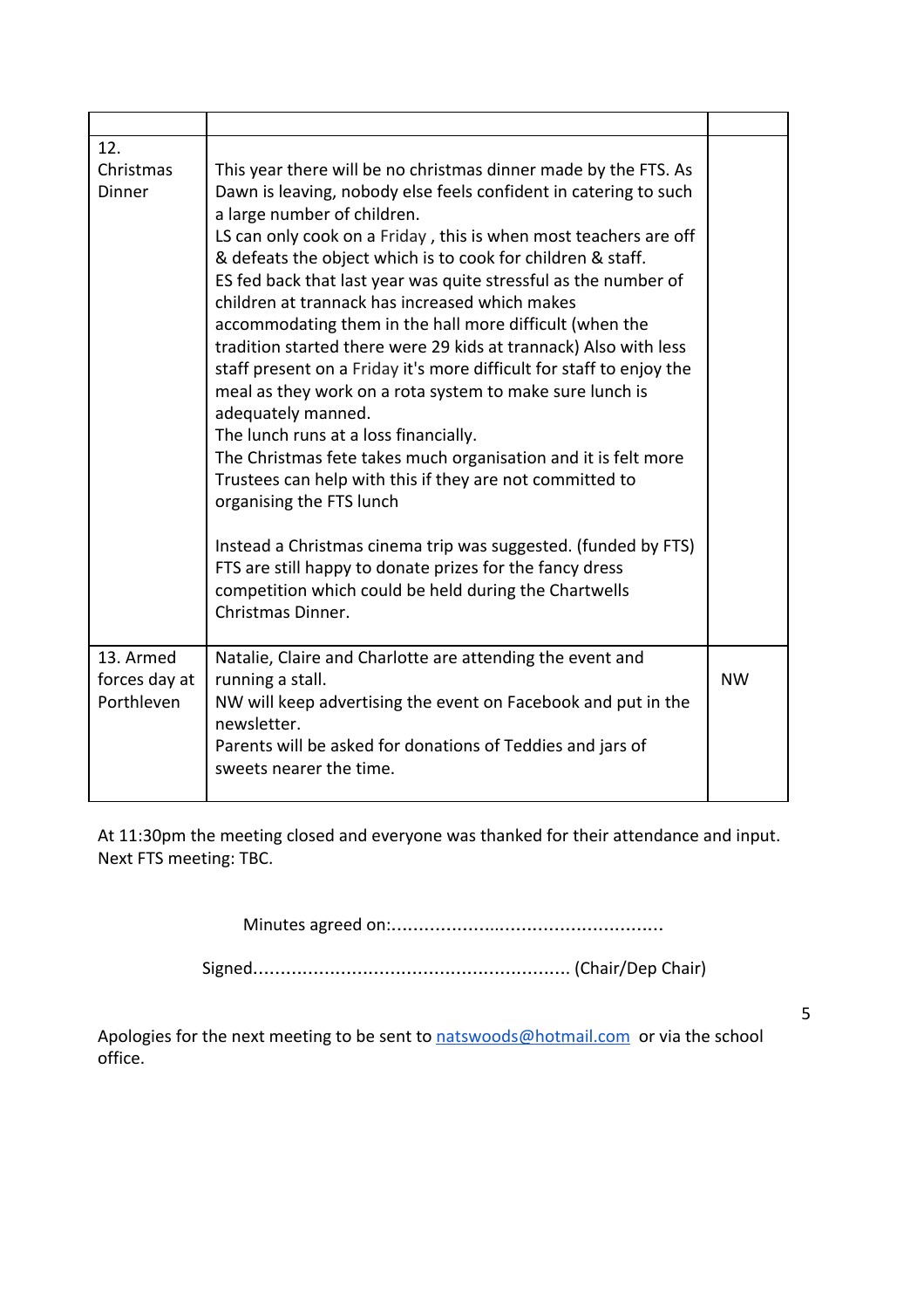| | | |
|---|---|---|
| 12. Christmas Dinner | This year there will be no christmas dinner made by the FTS. As Dawn is leaving, nobody else feels confident in catering to such a large number of children.<br>LS can only cook on a Friday , this is when most teachers are off & defeats the object which is to cook for children & staff.<br>ES fed back that last year was quite stressful as the number of children at trannack has increased which makes accommodating them in the hall more difficult (when the tradition started there were 29 kids at trannack) Also with less staff present on a Friday it's more difficult for staff to enjoy the meal as they work on a rota system to make sure lunch is adequately manned.<br>The lunch runs at a loss financially.<br>The Christmas fete takes much organisation and it is felt more Trustees can help with this if they are not committed to organising the FTS lunch<br><br>Instead a Christmas cinema trip was suggested. (funded by FTS)<br>FTS are still happy to donate prizes for the fancy dress competition which could be held during the Chartwells Christmas Dinner. | |
| 13. Armed forces day at Porthleven | Natalie, Claire and Charlotte are attending the event and running a stall.<br>NW will keep advertising the event on Facebook and put in the newsletter.<br>Parents will be asked for donations of Teddies and jars of sweets nearer the time. | NW |

At 11:30pm the meeting closed and everyone was thanked for their attendance and input.
Next FTS meeting: TBC.

Minutes agreed on:...................................................

Signed.......................................................... (Chair/Dep Chair)

Apologies for the next meeting to be sent to natswoods@hotmail.com or via the school office.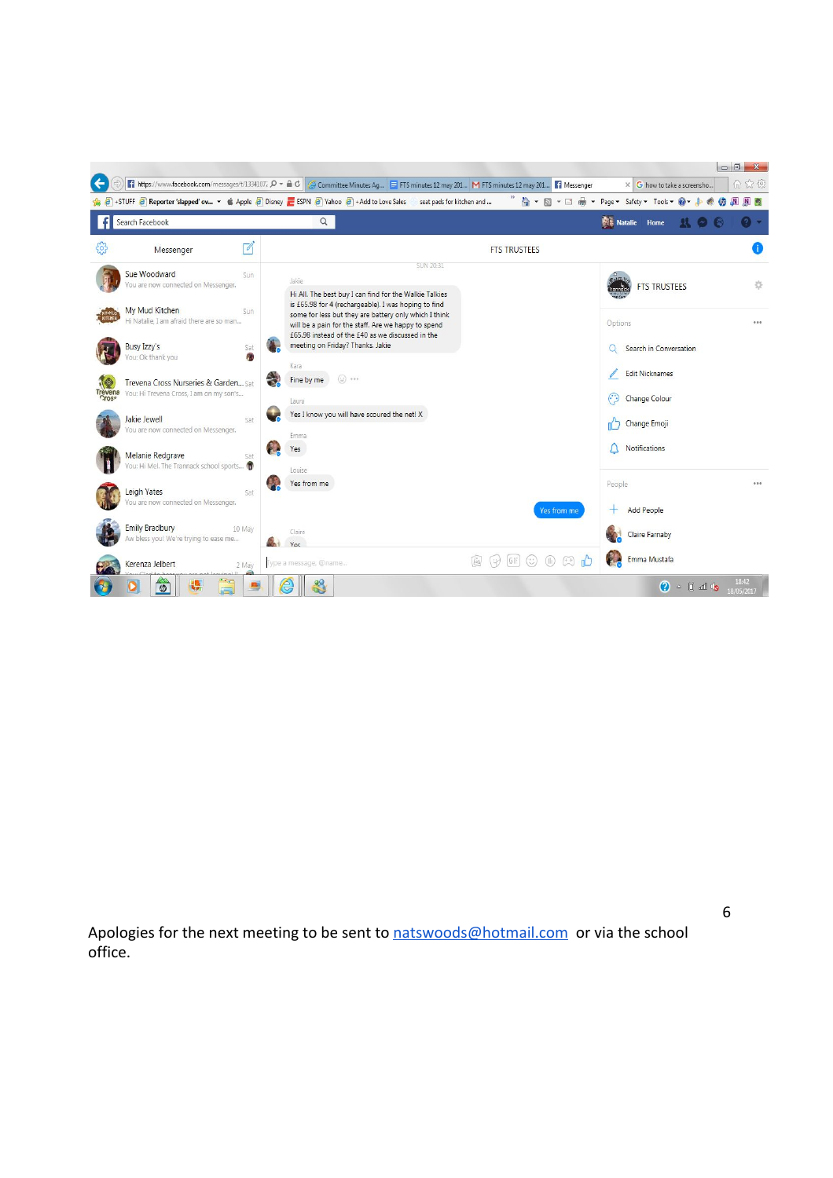FTS TRUSTEES

SUN 20:31

Jakie

Hi All. The best buy I can find for the Walkie Talkies is £65.98 for 4 (rechargeable). I was hoping to find some for less but they are battery only which I think will be a pain for the staff. Are we happy to spend £65.98 instead of the £40 as we discussed in the meeting on Friday? Thanks. Jakie

Kara

Fine by me

Laura

Yes I know you will have scoured the net! X

Emma

Yes

Louise

Yes from me

Yes from me

Claire

Yes

Apologies for the next meeting to be sent to natswoods@hotmail.com or via the school office.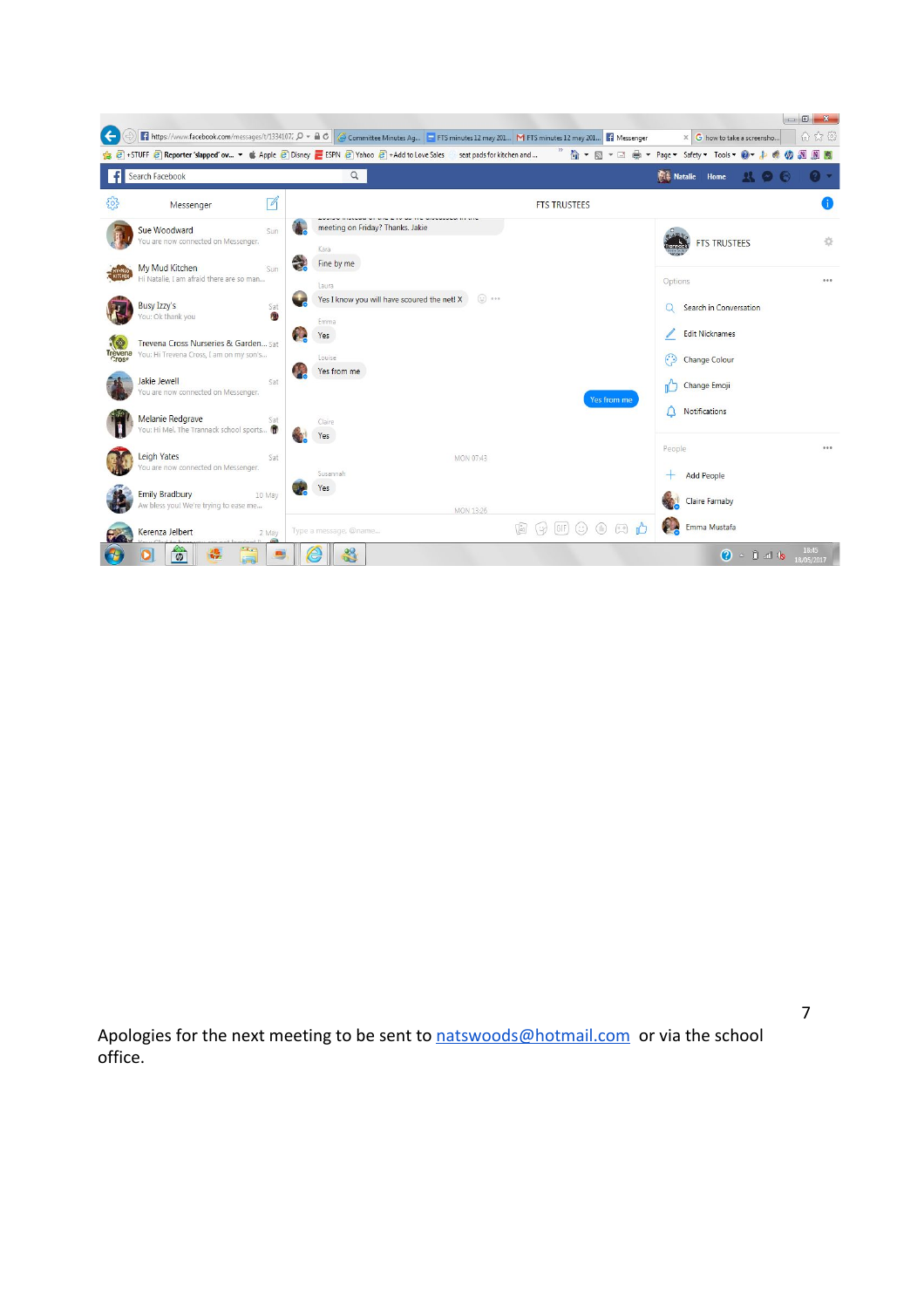Apologies for the next meeting to be sent to natswoods@hotmail.com or via the school office.